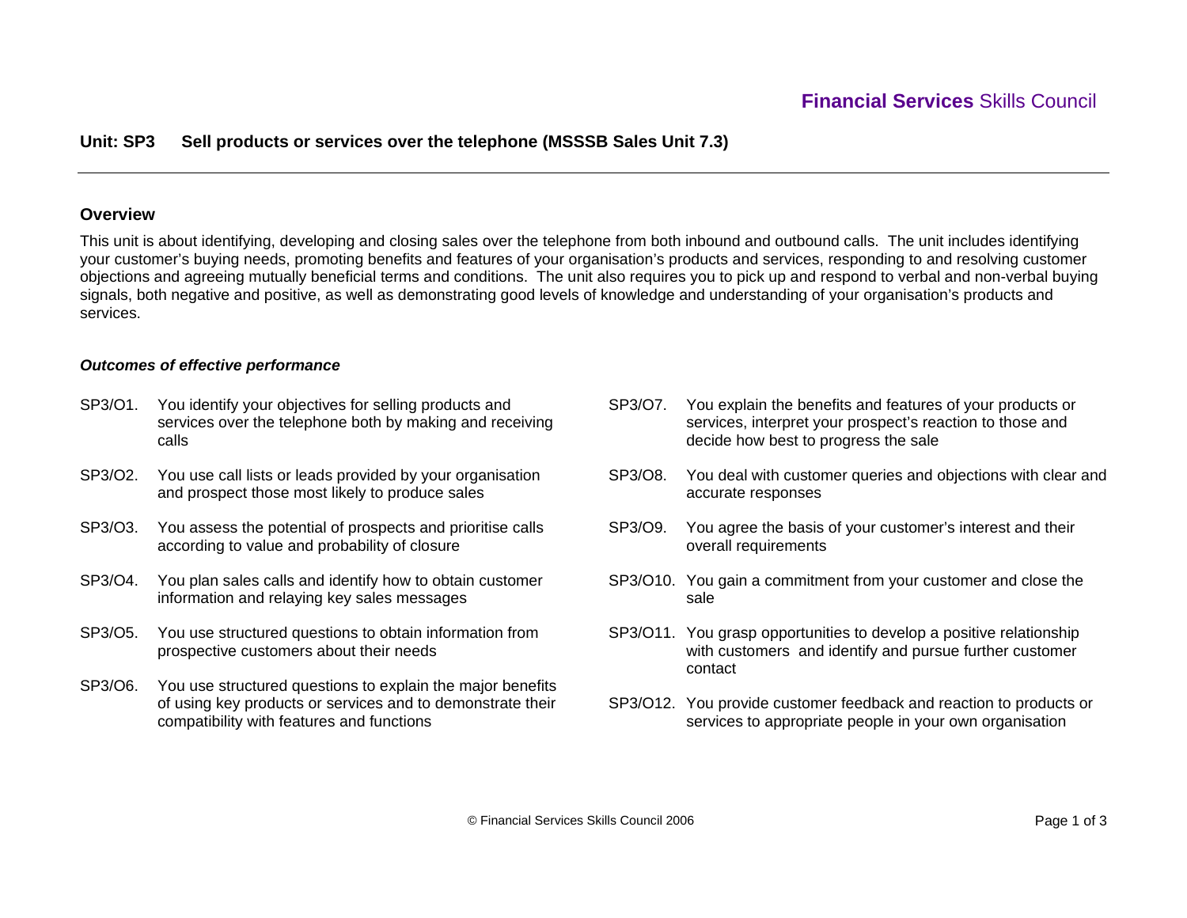**Financial Services** Skills Council

## Unit: SP3 Sell products or services over the telephone (MSSSB Sales Unit 7.3)

### Overview

This unit is about identifying, developing and closing sales over the telephone from both inbound and outbound calls. The unit includes identifying your customer's buying needs, promoting benefits and features of your organisation's products and services, responding to and resolving customer objections and agreeing mutually beneficial terms and conditions. The unit also requires you to pick up and respond to verbal and non-verbal buying signals, both negative and positive, as well as demonstrating good levels of knowledge and understanding of your organisation's products and services.

***Outcomes of effective performance***

- SP3/O1. You identify your objectives for selling products and services over the telephone both by making and receiving calls
- SP3/O2. You use call lists or leads provided by your organisation and prospect those most likely to produce sales
- SP3/O3. You assess the potential of prospects and prioritise calls according to value and probability of closure
- SP3/O4. You plan sales calls and identify how to obtain customer information and relaying key sales messages
- SP3/O5. You use structured questions to obtain information from prospective customers about their needs
- SP3/O6. You use structured questions to explain the major benefits of using key products or services and to demonstrate their compatibility with features and functions
- SP3/O7. You explain the benefits and features of your products or services, interpret your prospect's reaction to those and decide how best to progress the sale
- SP3/O8. You deal with customer queries and objections with clear and accurate responses
- SP3/O9. You agree the basis of your customer's interest and their overall requirements
- SP3/O10. You gain a commitment from your customer and close the sale
- SP3/O11. You grasp opportunities to develop a positive relationship with customers and identify and pursue further customer contact
- SP3/O12. You provide customer feedback and reaction to products or services to appropriate people in your own organisation

© Financial Services Skills Council 2006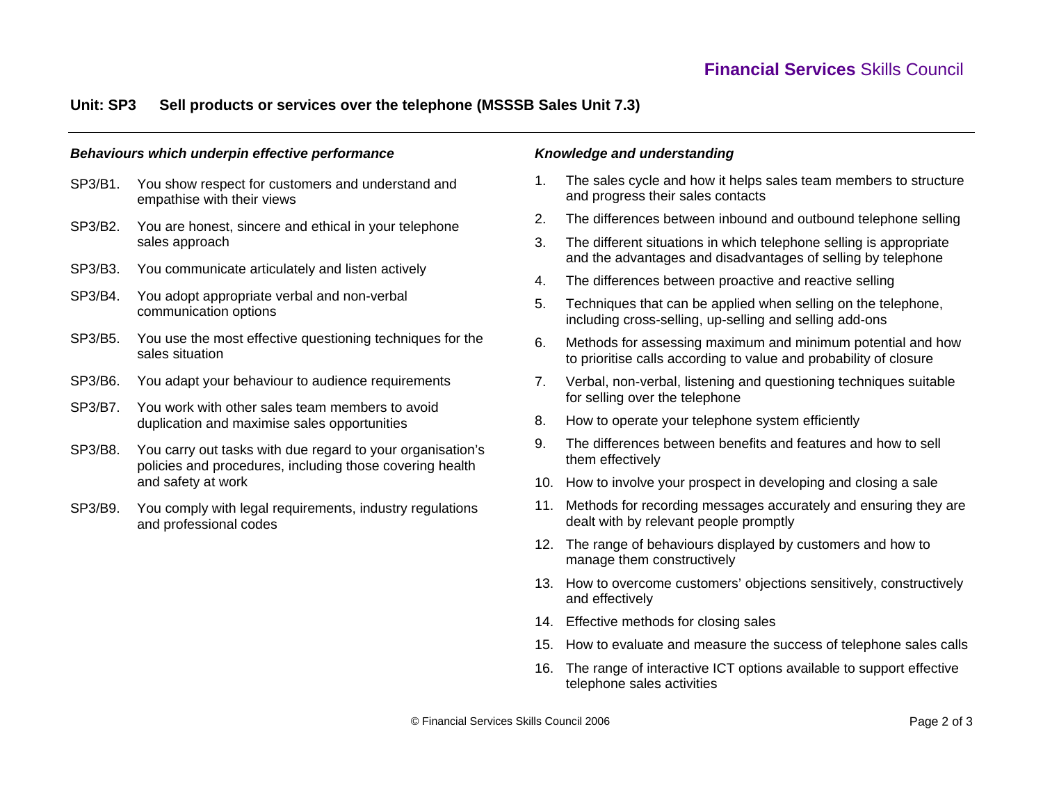## Unit: SP3 Sell products or services over the telephone (MSSSB Sales Unit 7.3)

### *Behaviours which underpin effective performance*

- SP3/B1. You show respect for customers and understand and empathise with their views
- SP3/B2. You are honest, sincere and ethical in your telephone sales approach
- SP3/B3. You communicate articulately and listen actively
- SP3/B4. You adopt appropriate verbal and non-verbal communication options
- SP3/B5. You use the most effective questioning techniques for the sales situation
- SP3/B6. You adapt your behaviour to audience requirements
- SP3/B7. You work with other sales team members to avoid duplication and maximise sales opportunities
- SP3/B8. You carry out tasks with due regard to your organisation's policies and procedures, including those covering health and safety at work
- SP3/B9. You comply with legal requirements, industry regulations and professional codes

### *Knowledge and understanding*

1. The sales cycle and how it helps sales team members to structure and progress their sales contacts
2. The differences between inbound and outbound telephone selling
3. The different situations in which telephone selling is appropriate and the advantages and disadvantages of selling by telephone
4. The differences between proactive and reactive selling
5. Techniques that can be applied when selling on the telephone, including cross-selling, up-selling and selling add-ons
6. Methods for assessing maximum and minimum potential and how to prioritise calls according to value and probability of closure
7. Verbal, non-verbal, listening and questioning techniques suitable for selling over the telephone
8. How to operate your telephone system efficiently
9. The differences between benefits and features and how to sell them effectively
10. How to involve your prospect in developing and closing a sale
11. Methods for recording messages accurately and ensuring they are dealt with by relevant people promptly
12. The range of behaviours displayed by customers and how to manage them constructively
13. How to overcome customers' objections sensitively, constructively and effectively
14. Effective methods for closing sales
15. How to evaluate and measure the success of telephone sales calls
16. The range of interactive ICT options available to support effective telephone sales activities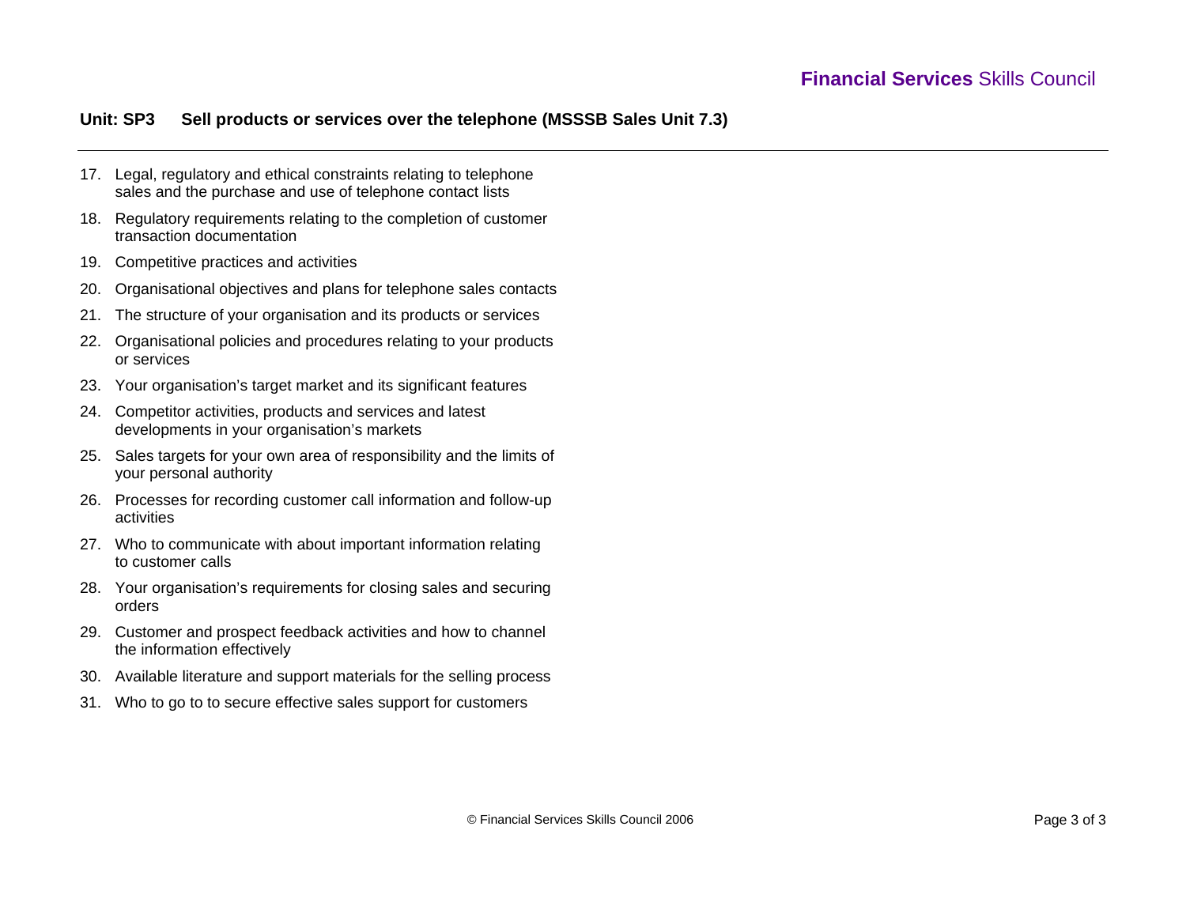**Unit: SP3 Sell products or services over the telephone (MSSSB Sales Unit 7.3)**

17. Legal, regulatory and ethical constraints relating to telephone sales and the purchase and use of telephone contact lists
18. Regulatory requirements relating to the completion of customer transaction documentation
19. Competitive practices and activities
20. Organisational objectives and plans for telephone sales contacts
21. The structure of your organisation and its products or services
22. Organisational policies and procedures relating to your products or services
23. Your organisation's target market and its significant features
24. Competitor activities, products and services and latest developments in your organisation's markets
25. Sales targets for your own area of responsibility and the limits of your personal authority
26. Processes for recording customer call information and follow-up activities
27. Who to communicate with about important information relating to customer calls
28. Your organisation's requirements for closing sales and securing orders
29. Customer and prospect feedback activities and how to channel the information effectively
30. Available literature and support materials for the selling process
31. Who to go to to secure effective sales support for customers